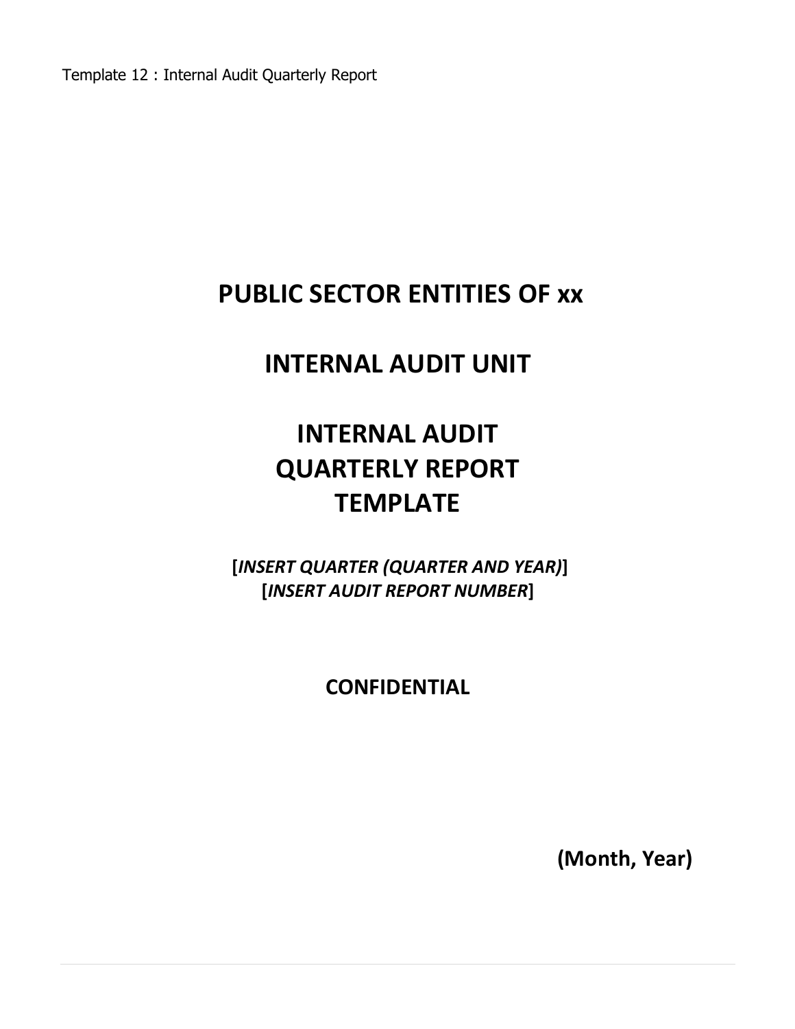Template 12 : Internal Audit Quarterly Report

# PUBLIC SECTOR ENTITIES OF xx

# INTERNAL AUDIT UNIT

# INTERNAL AUDIT QUARTERLY REPORT TEMPLATE

**[*INSERT QUARTER (QUARTER AND YEAR)*]**
**[*INSERT AUDIT REPORT NUMBER*]**

**CONFIDENTIAL**

**(Month, Year)**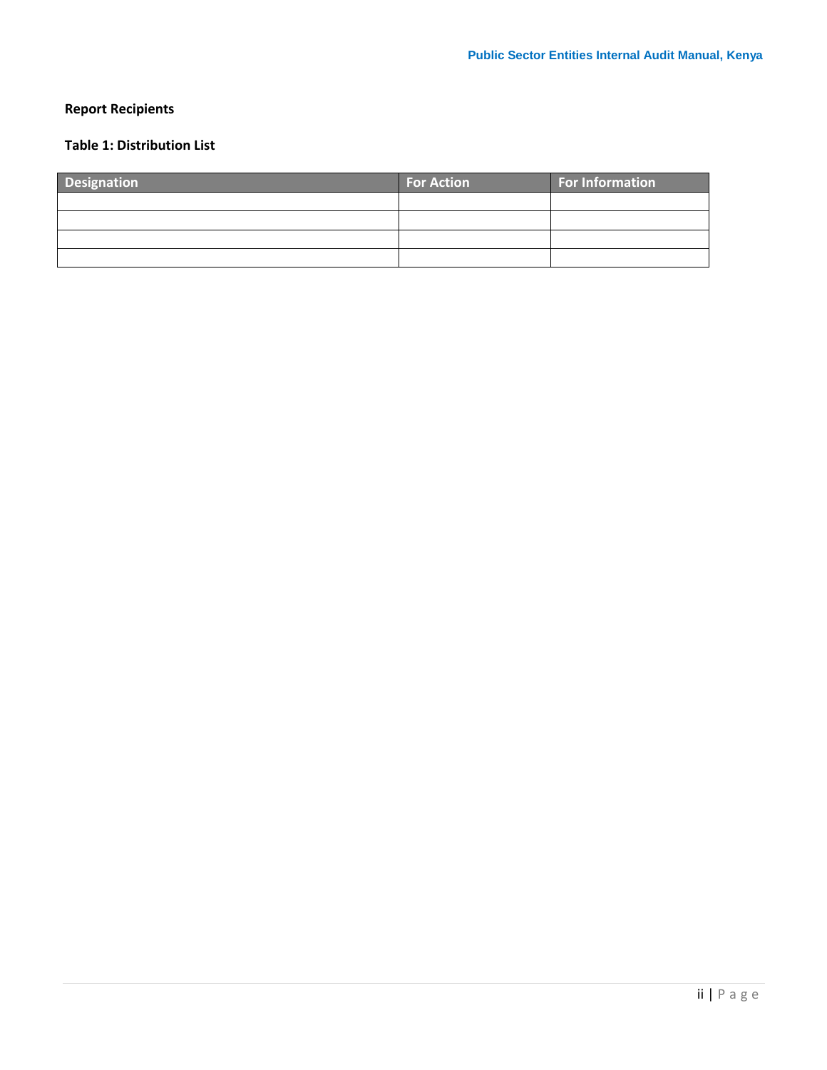**Report Recipients**

**Table 1: Distribution List**

| Designation | For Action | For Information |
|---|---|---|
| | | |
| | | |
| | | |
| | | |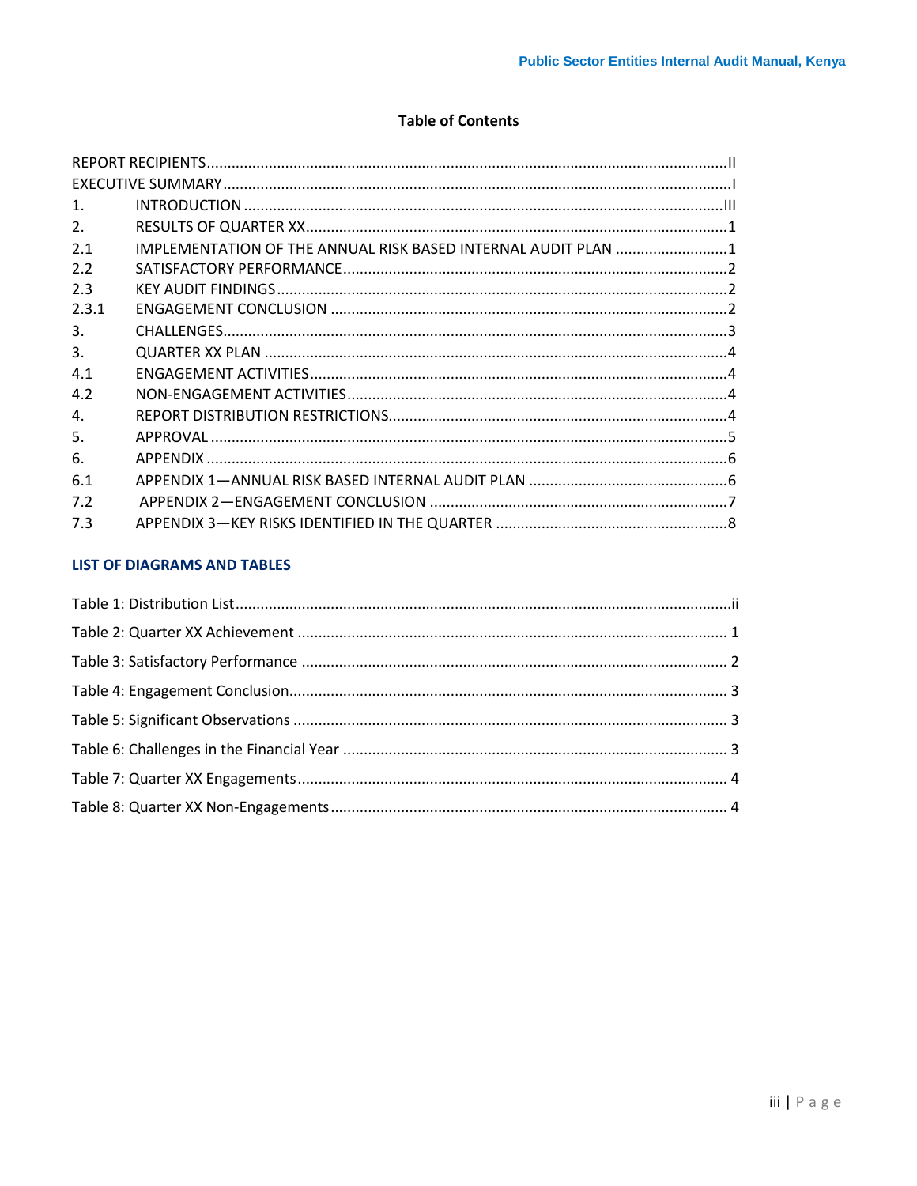## Table of Contents

REPORT RECIPIENTS ....................................................................................................................... II
EXECUTIVE SUMMARY .................................................................................................................... I
1. INTRODUCTION ........................................................................................................................ III
2. RESULTS OF QUARTER XX ........................................................................................................ 1
2.1 IMPLEMENTATION OF THE ANNUAL RISK BASED INTERNAL AUDIT PLAN ........................... 1
2.2 SATISFACTORY PERFORMANCE ............................................................................................... 2
2.3 KEY AUDIT FINDINGS ............................................................................................................... 2
2.3.1 ENGAGEMENT CONCLUSION ................................................................................................ 2
3. CHALLENGES ............................................................................................................................... 3
3. QUARTER XX PLAN ..................................................................................................................... 4
4.1 ENGAGEMENT ACTIVITIES ......................................................................................................... 4
4.2 NON-ENGAGEMENT ACTIVITIES ............................................................................................... 4
4. REPORT DISTRIBUTION RESTRICTIONS ...................................................................................... 4
5. APPROVAL ................................................................................................................................... 5
6. APPENDIX .................................................................................................................................... 6
6.1 APPENDIX 1—ANNUAL RISK BASED INTERNAL AUDIT PLAN ................................................ 6
7.2 APPENDIX 2—ENGAGEMENT CONCLUSION ........................................................................... 7
7.3 APPENDIX 3—KEY RISKS IDENTIFIED IN THE QUARTER ......................................................... 8

### LIST OF DIAGRAMS AND TABLES

Table 1: Distribution List ........................................................................................................... ii
Table 2: Quarter XX Achievement ................................................................................................ 1
Table 3: Satisfactory Performance ................................................................................................ 2
Table 4: Engagement Conclusion .................................................................................................. 3
Table 5: Significant Observations .................................................................................................. 3
Table 6: Challenges in the Financial Year ...................................................................................... 3
Table 7: Quarter XX Engagements ................................................................................................ 4
Table 8: Quarter XX Non-Engagements ......................................................................................... 4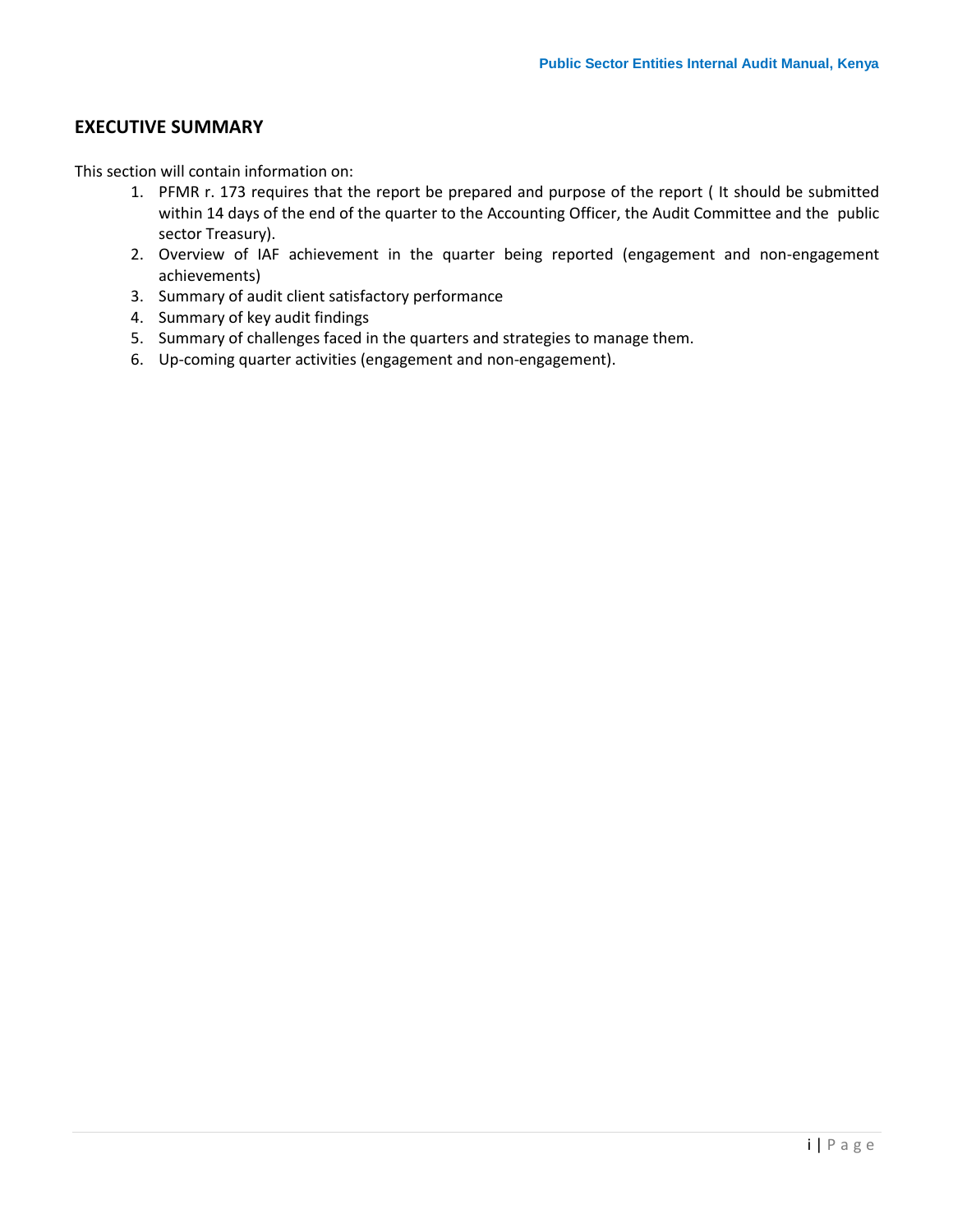## EXECUTIVE SUMMARY

This section will contain information on:

1. PFMR r. 173 requires that the report be prepared and purpose of the report ( It should be submitted within 14 days of the end of the quarter to the Accounting Officer, the Audit Committee and the public sector Treasury).
2. Overview of IAF achievement in the quarter being reported (engagement and non-engagement achievements)
3. Summary of audit client satisfactory performance
4. Summary of key audit findings
5. Summary of challenges faced in the quarters and strategies to manage them.
6. Up-coming quarter activities (engagement and non-engagement).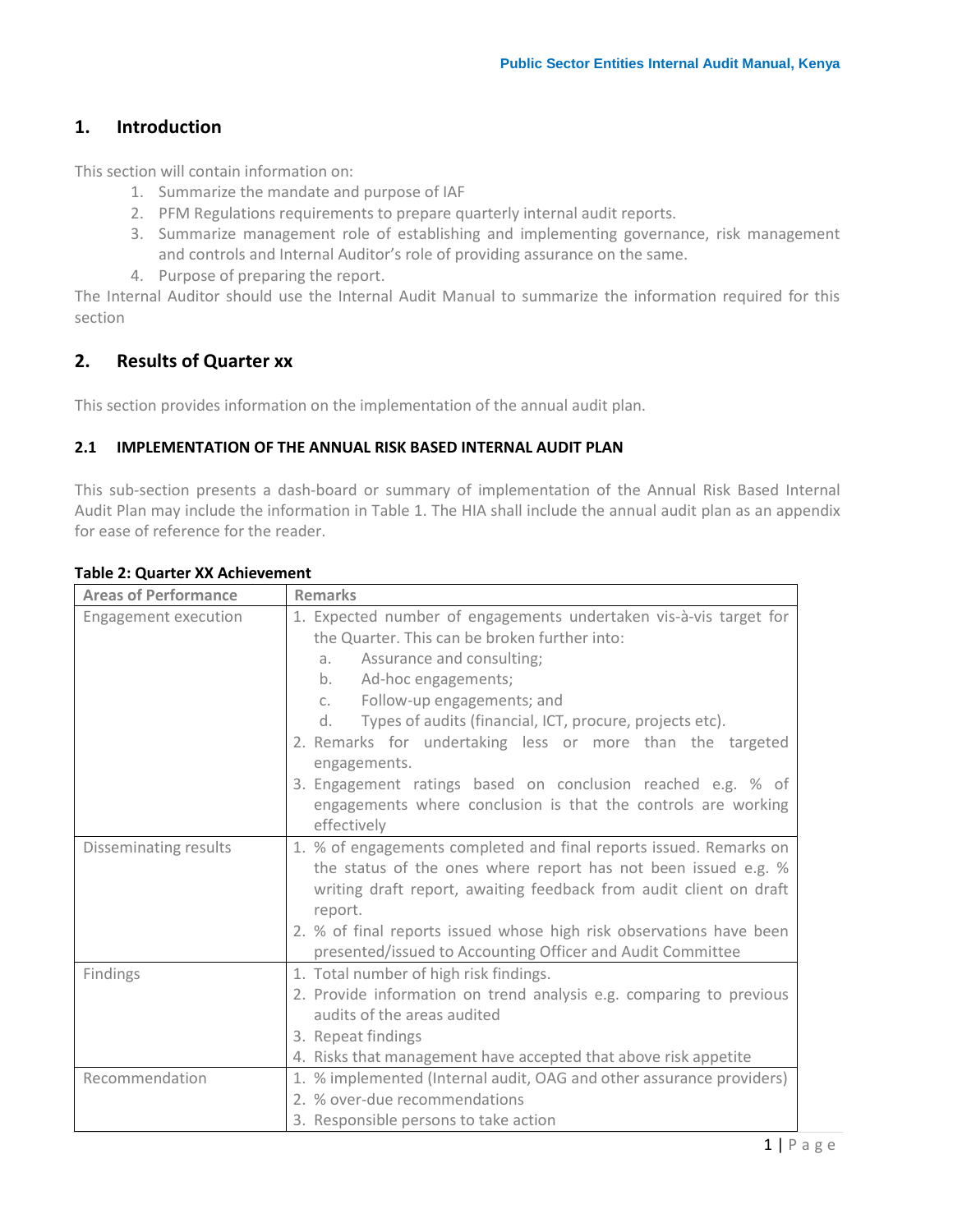## 1. Introduction

This section will contain information on:

1. Summarize the mandate and purpose of IAF
2. PFM Regulations requirements to prepare quarterly internal audit reports.
3. Summarize management role of establishing and implementing governance, risk management and controls and Internal Auditor's role of providing assurance on the same.
4. Purpose of preparing the report.

The Internal Auditor should use the Internal Audit Manual to summarize the information required for this section

## 2. Results of Quarter xx

This section provides information on the implementation of the annual audit plan.

### 2.1 IMPLEMENTATION OF THE ANNUAL RISK BASED INTERNAL AUDIT PLAN

This sub-section presents a dash-board or summary of implementation of the Annual Risk Based Internal Audit Plan may include the information in Table 1. The HIA shall include the annual audit plan as an appendix for ease of reference for the reader.

**Table 2: Quarter XX Achievement**

| Areas of Performance | Remarks |
|---|---|
| Engagement execution | 1. Expected number of engagements undertaken vis-à-vis target for the Quarter. This can be broken further into:<br>a. Assurance and consulting;<br>b. Ad-hoc engagements;<br>c. Follow-up engagements; and<br>d. Types of audits (financial, ICT, procure, projects etc).<br>2. Remarks for undertaking less or more than the targeted engagements.<br>3. Engagement ratings based on conclusion reached e.g. % of engagements where conclusion is that the controls are working effectively |
| Disseminating results | 1. % of engagements completed and final reports issued. Remarks on the status of the ones where report has not been issued e.g. % writing draft report, awaiting feedback from audit client on draft report.<br>2. % of final reports issued whose high risk observations have been presented/issued to Accounting Officer and Audit Committee |
| Findings | 1. Total number of high risk findings.<br>2. Provide information on trend analysis e.g. comparing to previous audits of the areas audited<br>3. Repeat findings<br>4. Risks that management have accepted that above risk appetite |
| Recommendation | 1. % implemented (Internal audit, OAG and other assurance providers)<br>2. % over-due recommendations<br>3. Responsible persons to take action |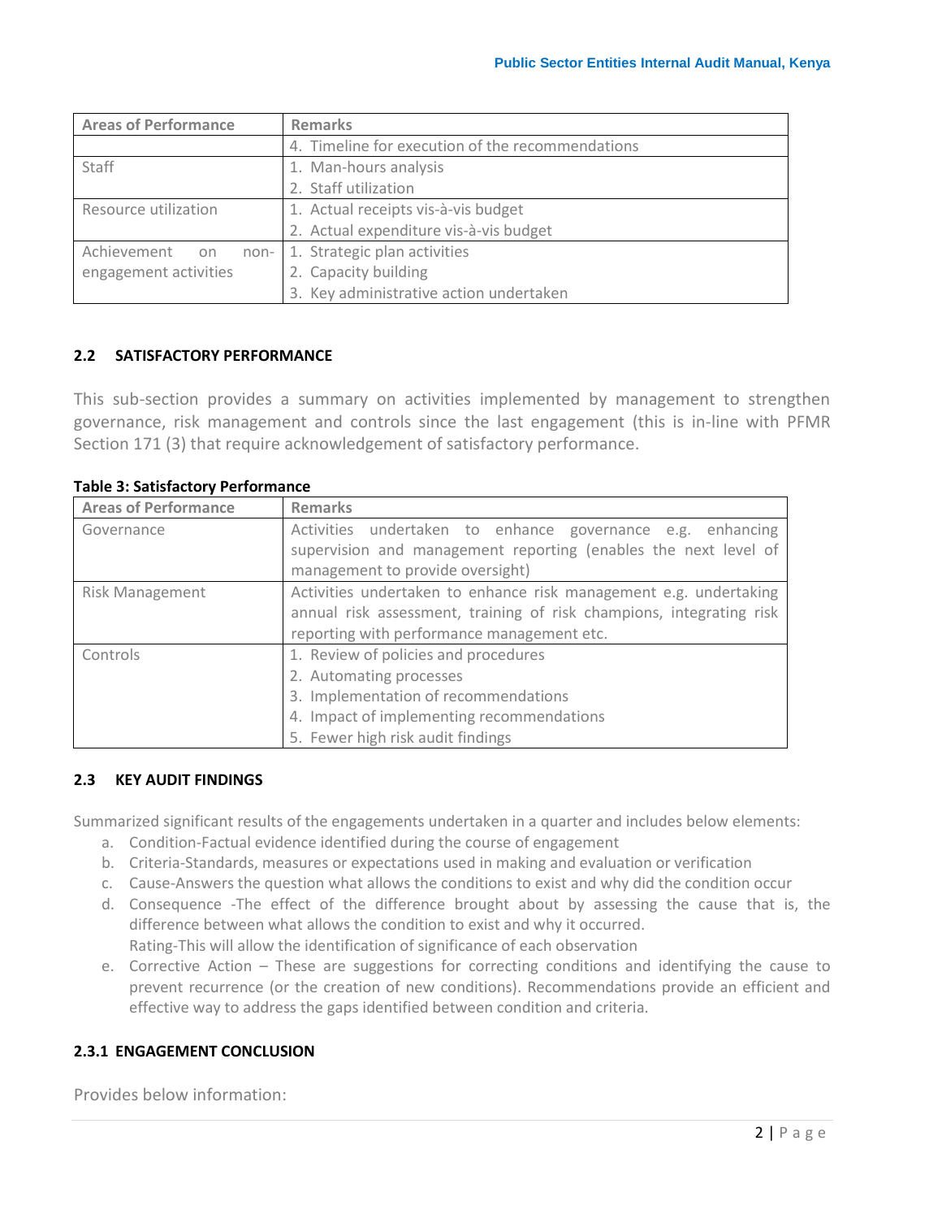| Areas of Performance | Remarks |
|---|---|
| | 4. Timeline for execution of the recommendations |
| Staff | 1. Man-hours analysis<br>2. Staff utilization |
| Resource utilization | 1. Actual receipts vis-à-vis budget<br>2. Actual expenditure vis-à-vis budget |
| Achievement on non-engagement activities | 1. Strategic plan activities<br>2. Capacity building<br>3. Key administrative action undertaken |

### 2.2 SATISFACTORY PERFORMANCE

This sub-section provides a summary on activities implemented by management to strengthen governance, risk management and controls since the last engagement (this is in-line with PFMR Section 171 (3) that require acknowledgement of satisfactory performance.

**Table 3: Satisfactory Performance**

| Areas of Performance | Remarks |
|---|---|
| Governance | Activities undertaken to enhance governance e.g. enhancing supervision and management reporting (enables the next level of management to provide oversight) |
| Risk Management | Activities undertaken to enhance risk management e.g. undertaking annual risk assessment, training of risk champions, integrating risk reporting with performance management etc. |
| Controls | 1. Review of policies and procedures<br>2. Automating processes<br>3. Implementation of recommendations<br>4. Impact of implementing recommendations<br>5. Fewer high risk audit findings |

### 2.3 KEY AUDIT FINDINGS

Summarized significant results of the engagements undertaken in a quarter and includes below elements:

a. Condition-Factual evidence identified during the course of engagement
b. Criteria-Standards, measures or expectations used in making and evaluation or verification
c. Cause-Answers the question what allows the conditions to exist and why did the condition occur
d. Consequence -The effect of the difference brought about by assessing the cause that is, the difference between what allows the condition to exist and why it occurred.
   Rating-This will allow the identification of significance of each observation
e. Corrective Action – These are suggestions for correcting conditions and identifying the cause to prevent recurrence (or the creation of new conditions). Recommendations provide an efficient and effective way to address the gaps identified between condition and criteria.

#### 2.3.1 ENGAGEMENT CONCLUSION

Provides below information: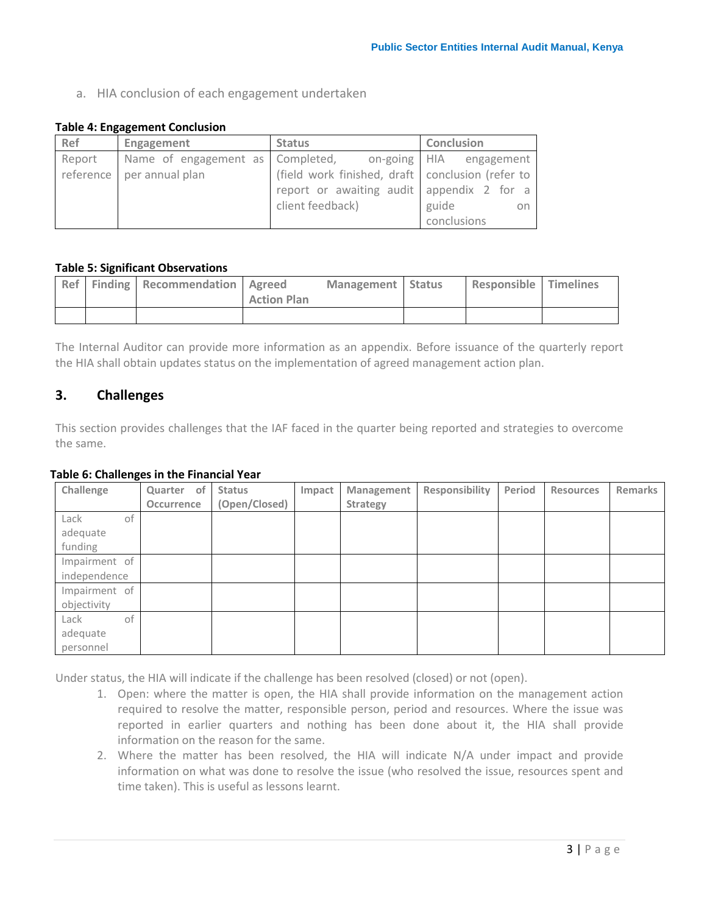a. HIA conclusion of each engagement undertaken

**Table 4: Engagement Conclusion**

| Ref | Engagement | Status | Conclusion |
|---|---|---|---|
| Report reference | Name of engagement as per annual plan | Completed, on-going (field work finished, draft report or awaiting audit client feedback) | HIA engagement conclusion (refer to appendix 2 for a guide on conclusions |

**Table 5: Significant Observations**

| Ref | Finding | Recommendation | Agreed Management Action Plan | Status | Responsible | Timelines |
|---|---|---|---|---|---|---|
| | | | | | | |

The Internal Auditor can provide more information as an appendix. Before issuance of the quarterly report the HIA shall obtain updates status on the implementation of agreed management action plan.

## 3. Challenges

This section provides challenges that the IAF faced in the quarter being reported and strategies to overcome the same.

**Table 6: Challenges in the Financial Year**

| Challenge | Quarter of Occurrence | Status (Open/Closed) | Impact | Management Strategy | Responsibility | Period | Resources | Remarks |
|---|---|---|---|---|---|---|---|---|
| Lack of adequate funding | | | | | | | | |
| Impairment of independence | | | | | | | | |
| Impairment of objectivity | | | | | | | | |
| Lack of adequate personnel | | | | | | | | |

Under status, the HIA will indicate if the challenge has been resolved (closed) or not (open).

1. Open: where the matter is open, the HIA shall provide information on the management action required to resolve the matter, responsible person, period and resources. Where the issue was reported in earlier quarters and nothing has been done about it, the HIA shall provide information on the reason for the same.
2. Where the matter has been resolved, the HIA will indicate N/A under impact and provide information on what was done to resolve the issue (who resolved the issue, resources spent and time taken). This is useful as lessons learnt.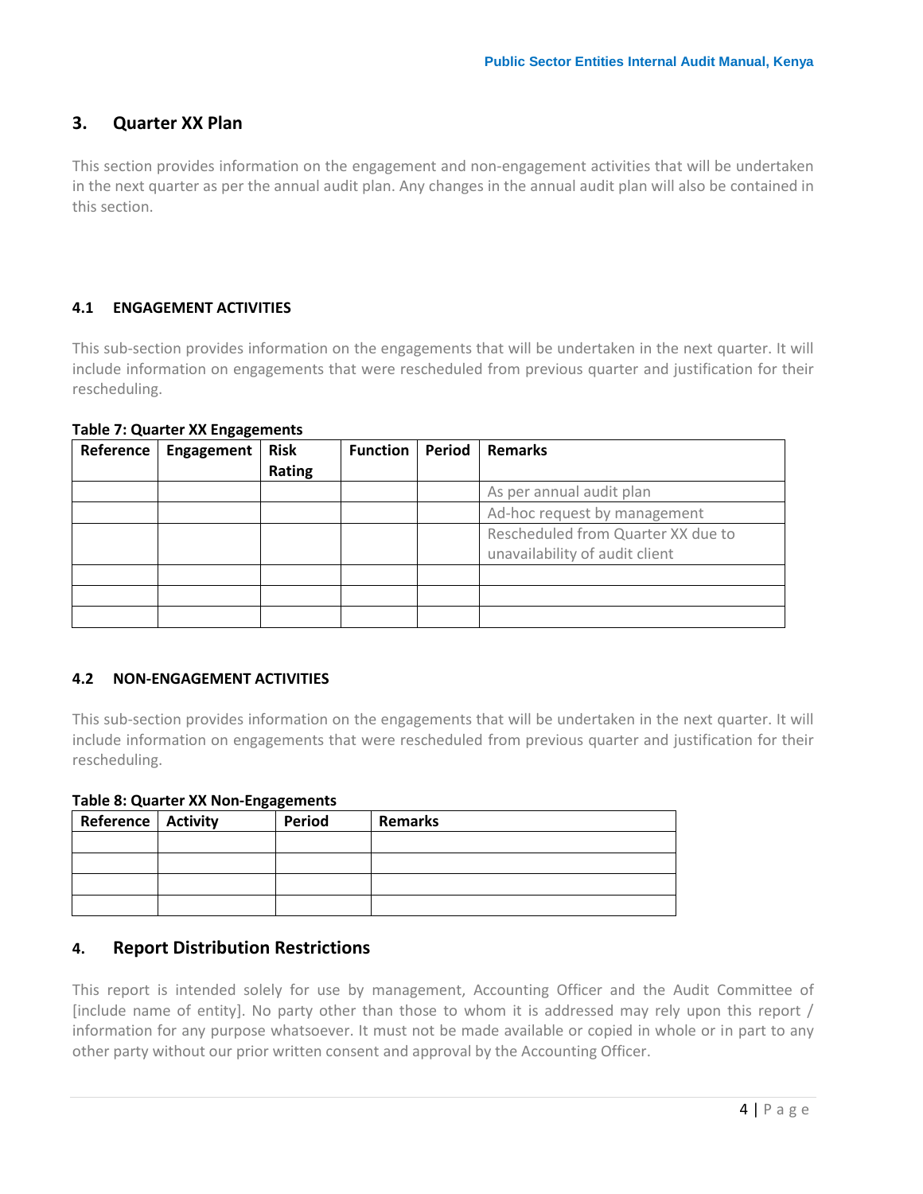## 3. Quarter XX Plan

This section provides information on the engagement and non-engagement activities that will be undertaken in the next quarter as per the annual audit plan. Any changes in the annual audit plan will also be contained in this section.

### 4.1 ENGAGEMENT ACTIVITIES

This sub-section provides information on the engagements that will be undertaken in the next quarter. It will include information on engagements that were rescheduled from previous quarter and justification for their rescheduling.

**Table 7: Quarter XX Engagements**

| Reference | Engagement | Risk Rating | Function | Period | Remarks |
|---|---|---|---|---|---|
| | | | | | As per annual audit plan |
| | | | | | Ad-hoc request by management |
| | | | | | Rescheduled from Quarter XX due to unavailability of audit client |
| | | | | | |
| | | | | | |
| | | | | | |

### 4.2 NON-ENGAGEMENT ACTIVITIES

This sub-section provides information on the engagements that will be undertaken in the next quarter. It will include information on engagements that were rescheduled from previous quarter and justification for their rescheduling.

**Table 8: Quarter XX Non-Engagements**

| Reference | Activity | Period | Remarks |
|---|---|---|---|
| | | | |
| | | | |
| | | | |
| | | | |

## 4. Report Distribution Restrictions

This report is intended solely for use by management, Accounting Officer and the Audit Committee of [include name of entity]. No party other than those to whom it is addressed may rely upon this report / information for any purpose whatsoever. It must not be made available or copied in whole or in part to any other party without our prior written consent and approval by the Accounting Officer.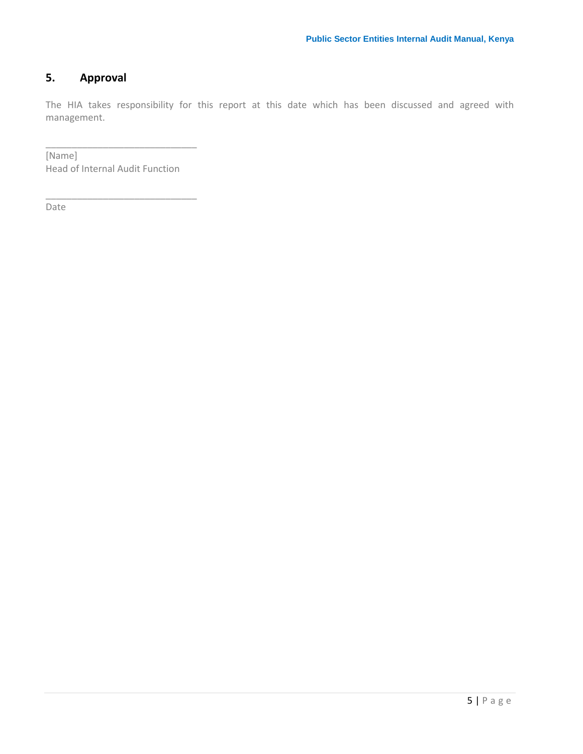## 5. Approval

The HIA takes responsibility for this report at this date which has been discussed and agreed with management.

_____________________________

[Name]
Head of Internal Audit Function

_____________________________

Date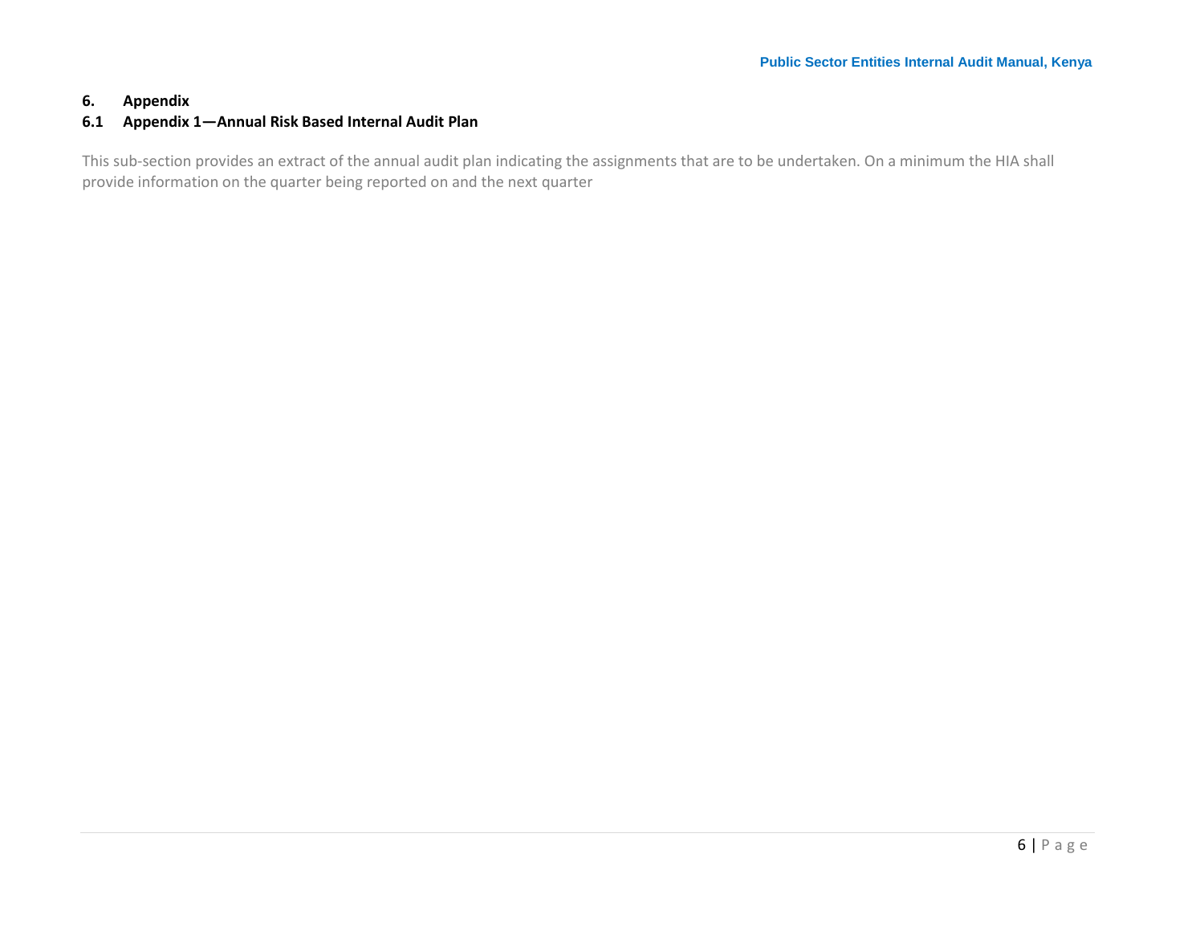# 6. Appendix

## 6.1 Appendix 1—Annual Risk Based Internal Audit Plan

This sub-section provides an extract of the annual audit plan indicating the assignments that are to be undertaken. On a minimum the HIA shall provide information on the quarter being reported on and the next quarter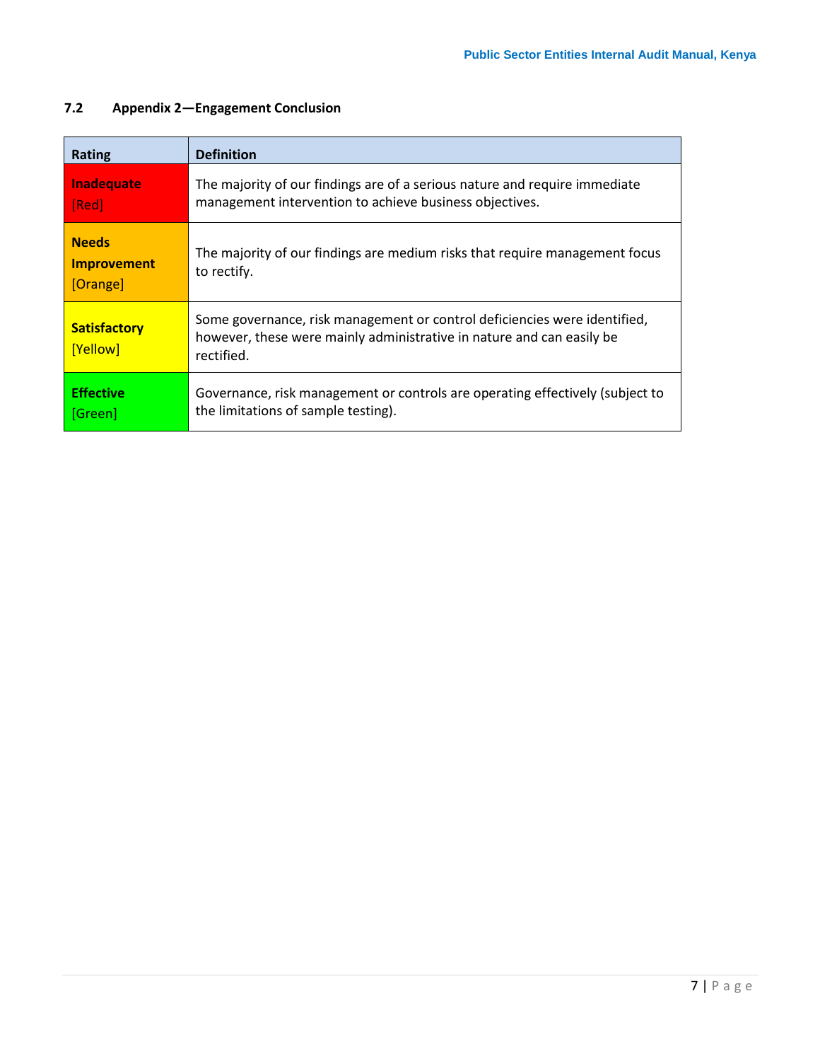## 7.2 Appendix 2—Engagement Conclusion

| Rating | Definition |
|---|---|
| **Inadequate** [Red] | The majority of our findings are of a serious nature and require immediate management intervention to achieve business objectives. |
| **Needs Improvement** [Orange] | The majority of our findings are medium risks that require management focus to rectify. |
| **Satisfactory** [Yellow] | Some governance, risk management or control deficiencies were identified, however, these were mainly administrative in nature and can easily be rectified. |
| **Effective** [Green] | Governance, risk management or controls are operating effectively (subject to the limitations of sample testing). |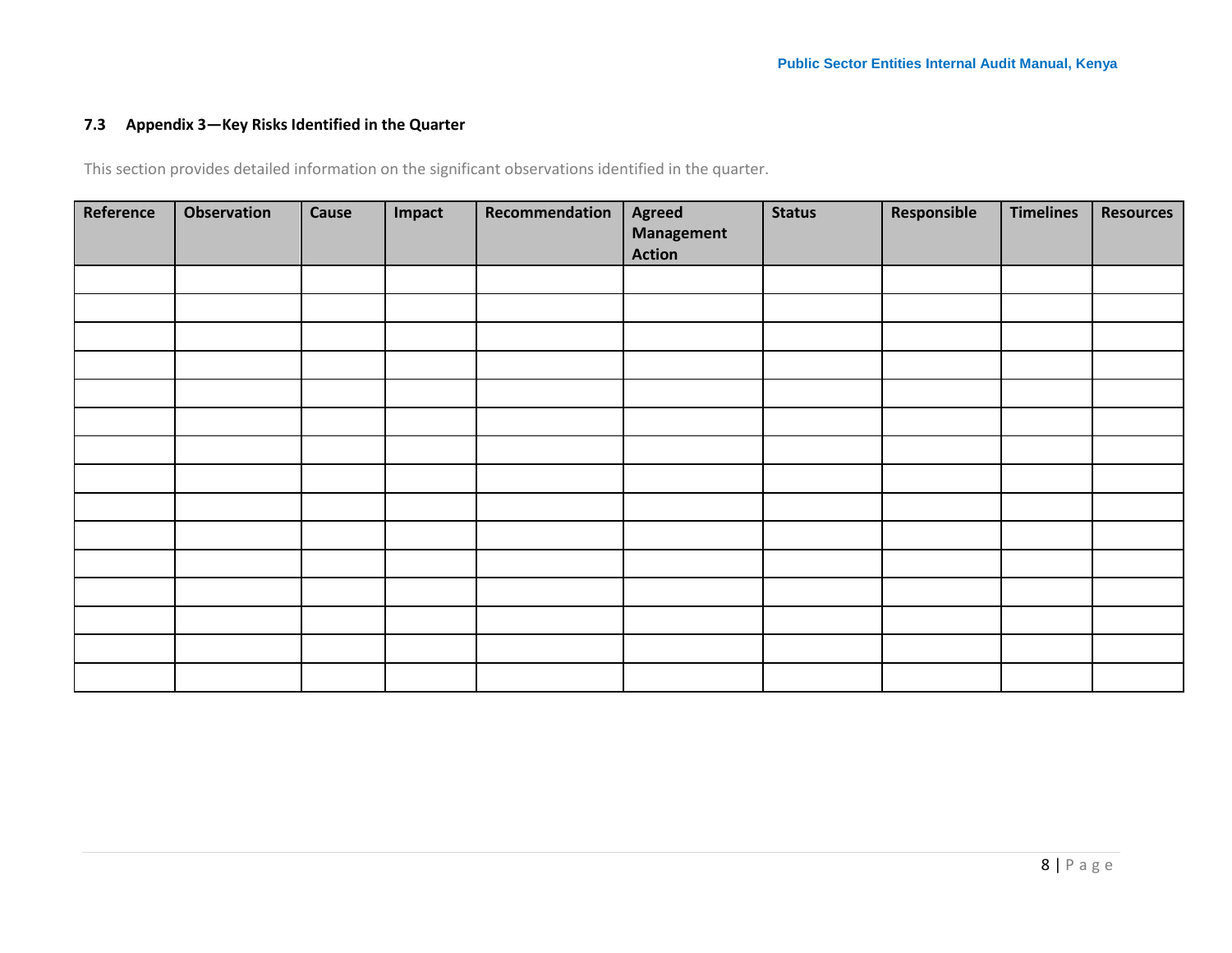### 7.3 Appendix 3—Key Risks Identified in the Quarter

This section provides detailed information on the significant observations identified in the quarter.

| Reference | Observation | Cause | Impact | Recommendation | Agreed Management Action | Status | Responsible | Timelines | Resources |
|---|---|---|---|---|---|---|---|---|---|
| | | | | | | | | | |
| | | | | | | | | | |
| | | | | | | | | | |
| | | | | | | | | | |
| | | | | | | | | | |
| | | | | | | | | | |
| | | | | | | | | | |
| | | | | | | | | | |
| | | | | | | | | | |
| | | | | | | | | | |
| | | | | | | | | | |
| | | | | | | | | | |
| | | | | | | | | | |
| | | | | | | | | | |
| | | | | | | | | | |